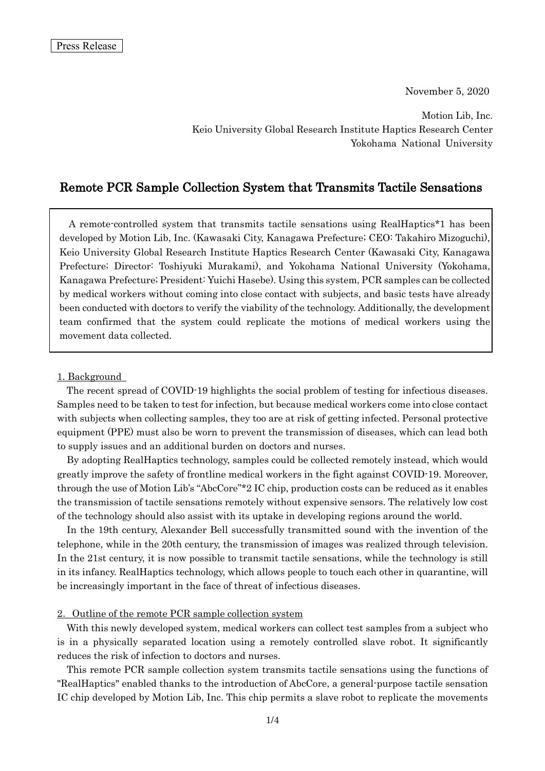Press Release

November 5, 2020

Motion Lib, Inc.
Keio University Global Research Institute Haptics Research Center
Yokohama National University

# Remote PCR Sample Collection System that Transmits Tactile Sensations

A remote-controlled system that transmits tactile sensations using RealHaptics*1 has been developed by Motion Lib, Inc. (Kawasaki City, Kanagawa Prefecture; CEO: Takahiro Mizoguchi), Keio University Global Research Institute Haptics Research Center (Kawasaki City, Kanagawa Prefecture; Director: Toshiyuki Murakami), and Yokohama National University (Yokohama, Kanagawa Prefecture; President: Yuichi Hasebe). Using this system, PCR samples can be collected by medical workers without coming into close contact with subjects, and basic tests have already been conducted with doctors to verify the viability of the technology. Additionally, the development team confirmed that the system could replicate the motions of medical workers using the movement data collected.

## 1. Background

The recent spread of COVID-19 highlights the social problem of testing for infectious diseases. Samples need to be taken to test for infection, but because medical workers come into close contact with subjects when collecting samples, they too are at risk of getting infected. Personal protective equipment (PPE) must also be worn to prevent the transmission of diseases, which can lead both to supply issues and an additional burden on doctors and nurses.

By adopting RealHaptics technology, samples could be collected remotely instead, which would greatly improve the safety of frontline medical workers in the fight against COVID-19. Moreover, through the use of Motion Lib's "AbcCore"*2 IC chip, production costs can be reduced as it enables the transmission of tactile sensations remotely without expensive sensors. The relatively low cost of the technology should also assist with its uptake in developing regions around the world.

In the 19th century, Alexander Bell successfully transmitted sound with the invention of the telephone, while in the 20th century, the transmission of images was realized through television. In the 21st century, it is now possible to transmit tactile sensations, while the technology is still in its infancy. RealHaptics technology, which allows people to touch each other in quarantine, will be increasingly important in the face of threat of infectious diseases.

## 2. Outline of the remote PCR sample collection system

With this newly developed system, medical workers can collect test samples from a subject who is in a physically separated location using a remotely controlled slave robot. It significantly reduces the risk of infection to doctors and nurses.

This remote PCR sample collection system transmits tactile sensations using the functions of "RealHaptics" enabled thanks to the introduction of AbcCore, a general-purpose tactile sensation IC chip developed by Motion Lib, Inc. This chip permits a slave robot to replicate the movements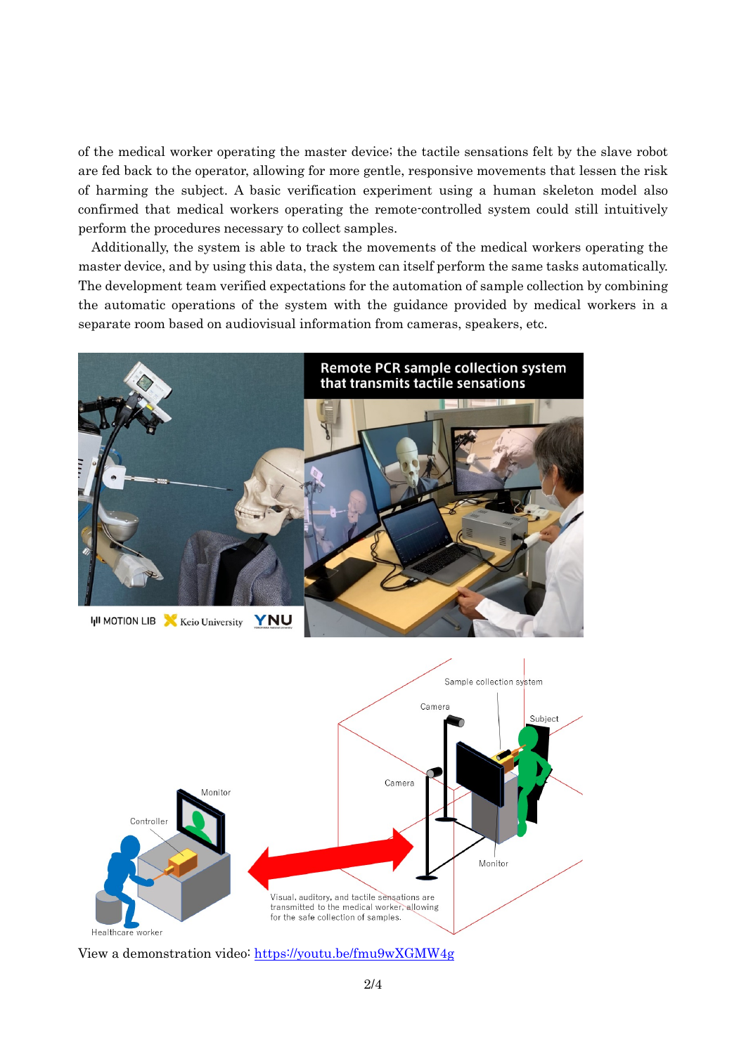of the medical worker operating the master device; the tactile sensations felt by the slave robot are fed back to the operator, allowing for more gentle, responsive movements that lessen the risk of harming the subject. A basic verification experiment using a human skeleton model also confirmed that medical workers operating the remote-controlled system could still intuitively perform the procedures necessary to collect samples.

Additionally, the system is able to track the movements of the medical workers operating the master device, and by using this data, the system can itself perform the same tasks automatically. The development team verified expectations for the automation of sample collection by combining the automatic operations of the system with the guidance provided by medical workers in a separate room based on audiovisual information from cameras, speakers, etc.

View a demonstration video: [https://youtu.be/fmu9wXGMW4g](https://youtu.be/fmu9wXGMW4g)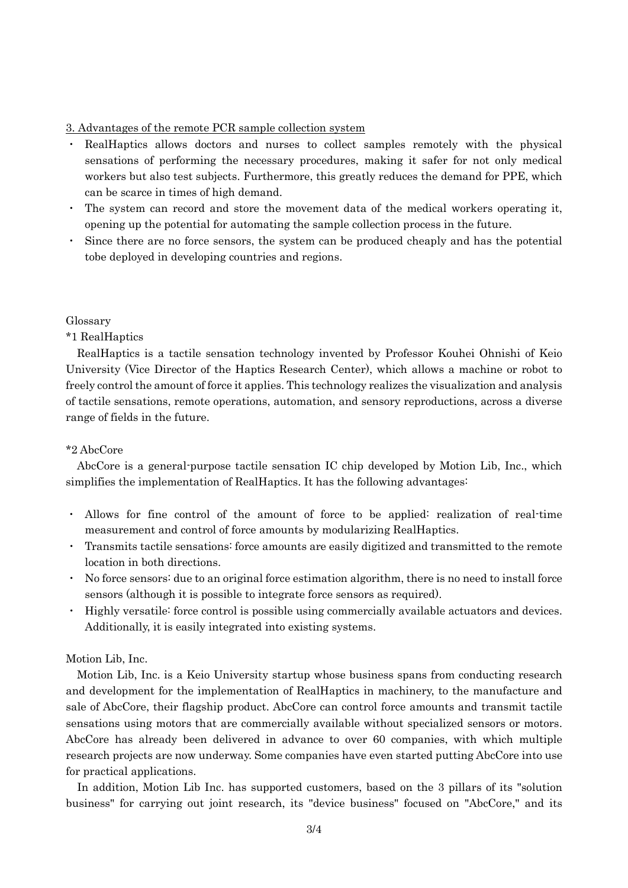3. Advantages of the remote PCR sample collection system

- RealHaptics allows doctors and nurses to collect samples remotely with the physical sensations of performing the necessary procedures, making it safer for not only medical workers but also test subjects. Furthermore, this greatly reduces the demand for PPE, which can be scarce in times of high demand.
- The system can record and store the movement data of the medical workers operating it, opening up the potential for automating the sample collection process in the future.
- Since there are no force sensors, the system can be produced cheaply and has the potential tobe deployed in developing countries and regions.

Glossary

*1 RealHaptics

RealHaptics is a tactile sensation technology invented by Professor Kouhei Ohnishi of Keio University (Vice Director of the Haptics Research Center), which allows a machine or robot to freely control the amount of force it applies. This technology realizes the visualization and analysis of tactile sensations, remote operations, automation, and sensory reproductions, across a diverse range of fields in the future.

*2 AbcCore

AbcCore is a general-purpose tactile sensation IC chip developed by Motion Lib, Inc., which simplifies the implementation of RealHaptics. It has the following advantages:

- Allows for fine control of the amount of force to be applied: realization of real-time measurement and control of force amounts by modularizing RealHaptics.
- Transmits tactile sensations: force amounts are easily digitized and transmitted to the remote location in both directions.
- No force sensors: due to an original force estimation algorithm, there is no need to install force sensors (although it is possible to integrate force sensors as required).
- Highly versatile: force control is possible using commercially available actuators and devices. Additionally, it is easily integrated into existing systems.

Motion Lib, Inc.

Motion Lib, Inc. is a Keio University startup whose business spans from conducting research and development for the implementation of RealHaptics in machinery, to the manufacture and sale of AbcCore, their flagship product. AbcCore can control force amounts and transmit tactile sensations using motors that are commercially available without specialized sensors or motors. AbcCore has already been delivered in advance to over 60 companies, with which multiple research projects are now underway. Some companies have even started putting AbcCore into use for practical applications.

In addition, Motion Lib Inc. has supported customers, based on the 3 pillars of its "solution business" for carrying out joint research, its "device business" focused on "AbcCore," and its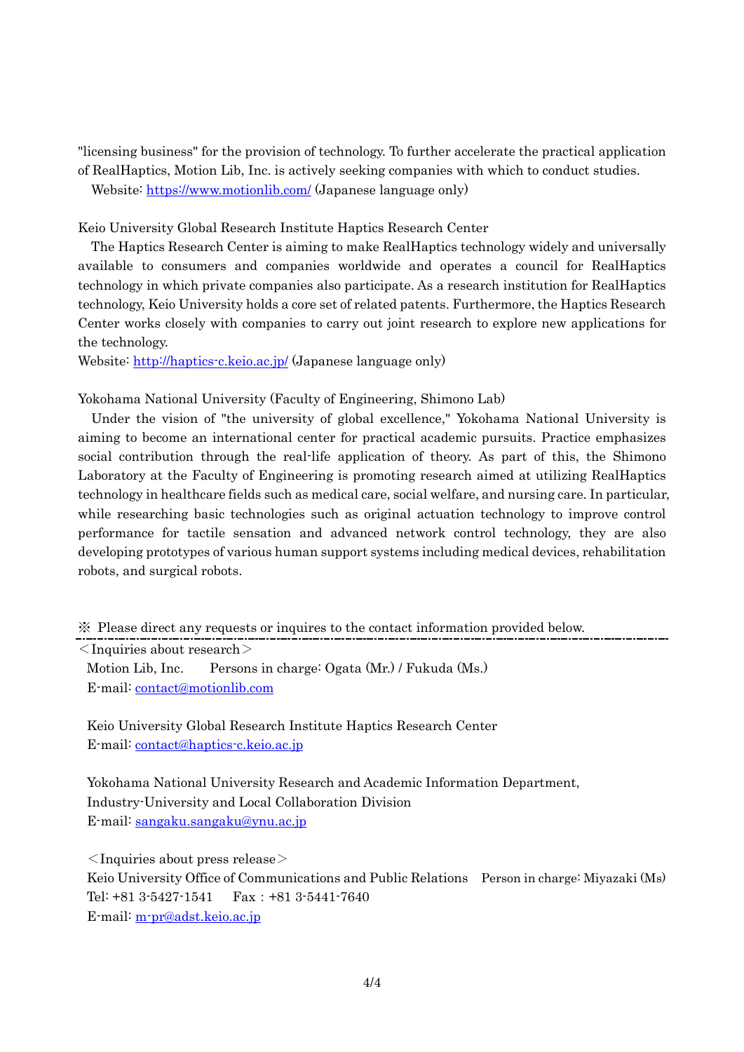"licensing business" for the provision of technology. To further accelerate the practical application of RealHaptics, Motion Lib, Inc. is actively seeking companies with which to conduct studies.

Website: https://www.motionlib.com/ (Japanese language only)

Keio University Global Research Institute Haptics Research Center

The Haptics Research Center is aiming to make RealHaptics technology widely and universally available to consumers and companies worldwide and operates a council for RealHaptics technology in which private companies also participate. As a research institution for RealHaptics technology, Keio University holds a core set of related patents. Furthermore, the Haptics Research Center works closely with companies to carry out joint research to explore new applications for the technology.

Website: http://haptics-c.keio.ac.jp/ (Japanese language only)

Yokohama National University (Faculty of Engineering, Shimono Lab)

Under the vision of "the university of global excellence," Yokohama National University is aiming to become an international center for practical academic pursuits. Practice emphasizes social contribution through the real-life application of theory. As part of this, the Shimono Laboratory at the Faculty of Engineering is promoting research aimed at utilizing RealHaptics technology in healthcare fields such as medical care, social welfare, and nursing care. In particular, while researching basic technologies such as original actuation technology to improve control performance for tactile sensation and advanced network control technology, they are also developing prototypes of various human support systems including medical devices, rehabilitation robots, and surgical robots.

※ Please direct any requests or inquires to the contact information provided below.

---

＜Inquiries about research＞

Motion Lib, Inc.　　Persons in charge: Ogata (Mr.) / Fukuda (Ms.)
E-mail: contact@motionlib.com

Keio University Global Research Institute Haptics Research Center
E-mail: contact@haptics-c.keio.ac.jp

Yokohama National University Research and Academic Information Department, Industry-University and Local Collaboration Division
E-mail: sangaku.sangaku@ynu.ac.jp

＜Inquiries about press release＞

Keio University Office of Communications and Public Relations　Person in charge: Miyazaki (Ms)
Tel: +81 3-5427-1541　　Fax：+81 3-5441-7640
E-mail: m-pr@adst.keio.ac.jp